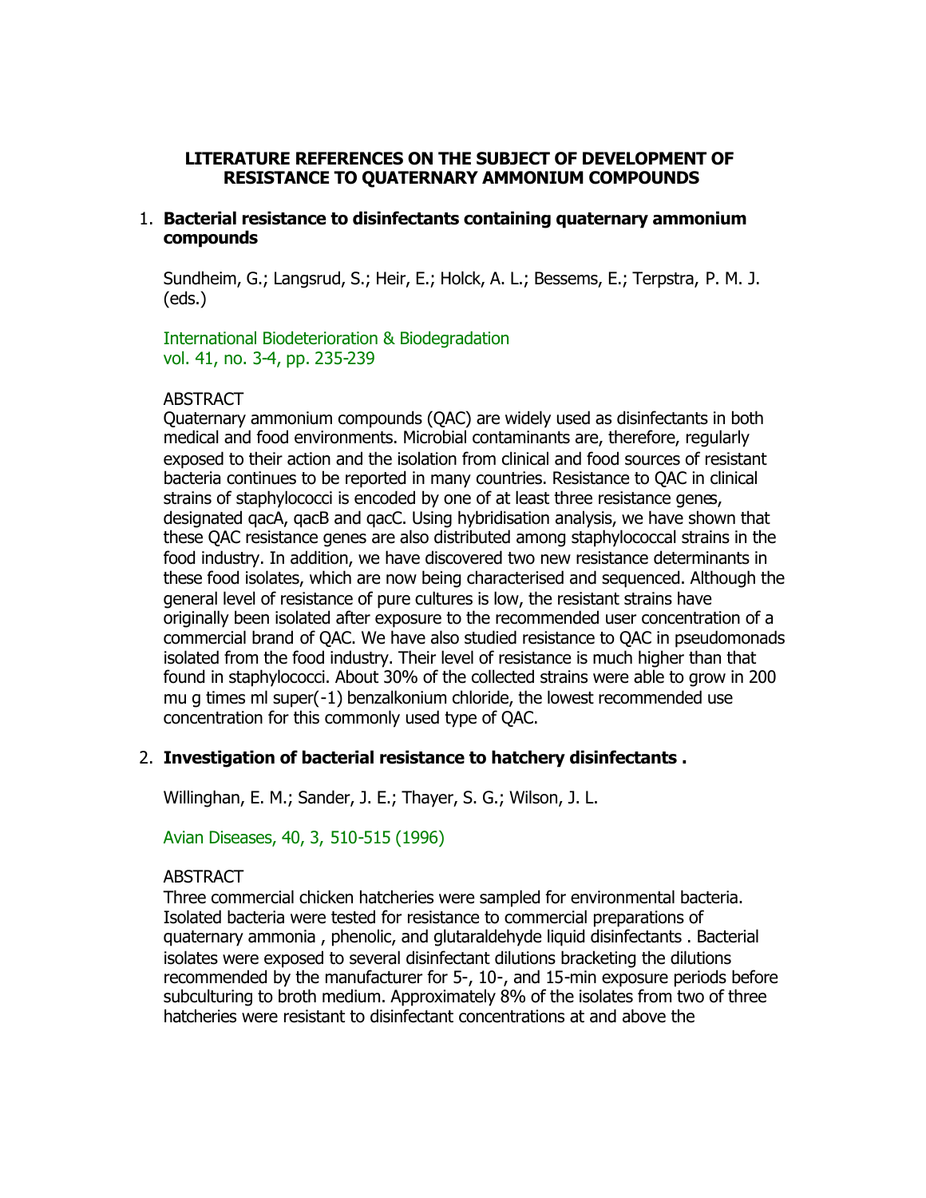# LITERATURE REFERENCES ON THE SUBJECT OF DEVELOPMENT OF RESISTANCE TO QUATERNARY AMMONIUM COMPOUNDS

1. **Bacterial resistance to disinfectants containing quaternary ammonium compounds**

   Sundheim, G.; Langsrud, S.; Heir, E.; Holck, A. L.; Bessems, E.; Terpstra, P. M. J. (eds.)

   International Biodeterioration & Biodegradation
   vol. 41, no. 3-4, pp. 235-239

   ABSTRACT
   Quaternary ammonium compounds (QAC) are widely used as disinfectants in both medical and food environments. Microbial contaminants are, therefore, regularly exposed to their action and the isolation from clinical and food sources of resistant bacteria continues to be reported in many countries. Resistance to QAC in clinical strains of staphylococci is encoded by one of at least three resistance genes, designated qacA, qacB and qacC. Using hybridisation analysis, we have shown that these QAC resistance genes are also distributed among staphylococcal strains in the food industry. In addition, we have discovered two new resistance determinants in these food isolates, which are now being characterised and sequenced. Although the general level of resistance of pure cultures is low, the resistant strains have originally been isolated after exposure to the recommended user concentration of a commercial brand of QAC. We have also studied resistance to QAC in pseudomonads isolated from the food industry. Their level of resistance is much higher than that found in staphylococci. About 30% of the collected strains were able to grow in 200 mu g times ml super(-1) benzalkonium chloride, the lowest recommended use concentration for this commonly used type of QAC.

2. **Investigation of bacterial resistance to hatchery disinfectants .**

   Willinghan, E. M.; Sander, J. E.; Thayer, S. G.; Wilson, J. L.

   Avian Diseases, 40, 3, 510-515 (1996)

   ABSTRACT
   Three commercial chicken hatcheries were sampled for environmental bacteria. Isolated bacteria were tested for resistance to commercial preparations of quaternary ammonia , phenolic, and glutaraldehyde liquid disinfectants . Bacterial isolates were exposed to several disinfectant dilutions bracketing the dilutions recommended by the manufacturer for 5-, 10-, and 15-min exposure periods before subculturing to broth medium. Approximately 8% of the isolates from two of three hatcheries were resistant to disinfectant concentrations at and above the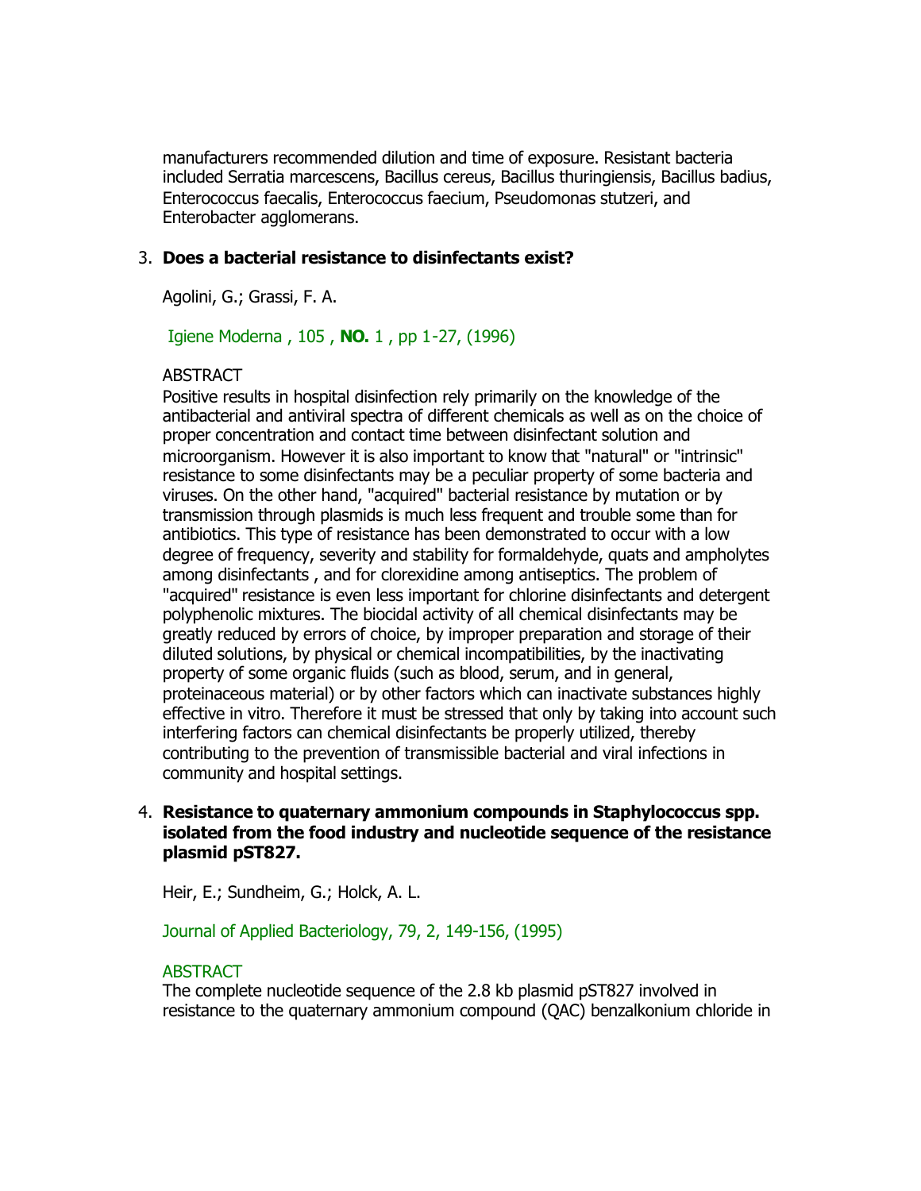manufacturers recommended dilution and time of exposure. Resistant bacteria included Serratia marcescens, Bacillus cereus, Bacillus thuringiensis, Bacillus badius, Enterococcus faecalis, Enterococcus faecium, Pseudomonas stutzeri, and Enterobacter agglomerans.

3. **Does a bacterial resistance to disinfectants exist?**

   Agolini, G.; Grassi, F. A.

   Igiene Moderna , 105 , **NO.** 1 , pp 1-27, (1996)

   ABSTRACT
   Positive results in hospital disinfection rely primarily on the knowledge of the antibacterial and antiviral spectra of different chemicals as well as on the choice of proper concentration and contact time between disinfectant solution and microorganism. However it is also important to know that "natural" or "intrinsic" resistance to some disinfectants may be a peculiar property of some bacteria and viruses. On the other hand, "acquired" bacterial resistance by mutation or by transmission through plasmids is much less frequent and trouble some than for antibiotics. This type of resistance has been demonstrated to occur with a low degree of frequency, severity and stability for formaldehyde, quats and ampholytes among disinfectants , and for clorexidine among antiseptics. The problem of "acquired" resistance is even less important for chlorine disinfectants and detergent polyphenolic mixtures. The biocidal activity of all chemical disinfectants may be greatly reduced by errors of choice, by improper preparation and storage of their diluted solutions, by physical or chemical incompatibilities, by the inactivating property of some organic fluids (such as blood, serum, and in general, proteinaceous material) or by other factors which can inactivate substances highly effective in vitro. Therefore it must be stressed that only by taking into account such interfering factors can chemical disinfectants be properly utilized, thereby contributing to the prevention of transmissible bacterial and viral infections in community and hospital settings.

4. **Resistance to quaternary ammonium compounds in Staphylococcus spp. isolated from the food industry and nucleotide sequence of the resistance plasmid pST827.**

   Heir, E.; Sundheim, G.; Holck, A. L.

   Journal of Applied Bacteriology, 79, 2, 149-156, (1995)

   ABSTRACT
   The complete nucleotide sequence of the 2.8 kb plasmid pST827 involved in resistance to the quaternary ammonium compound (QAC) benzalkonium chloride in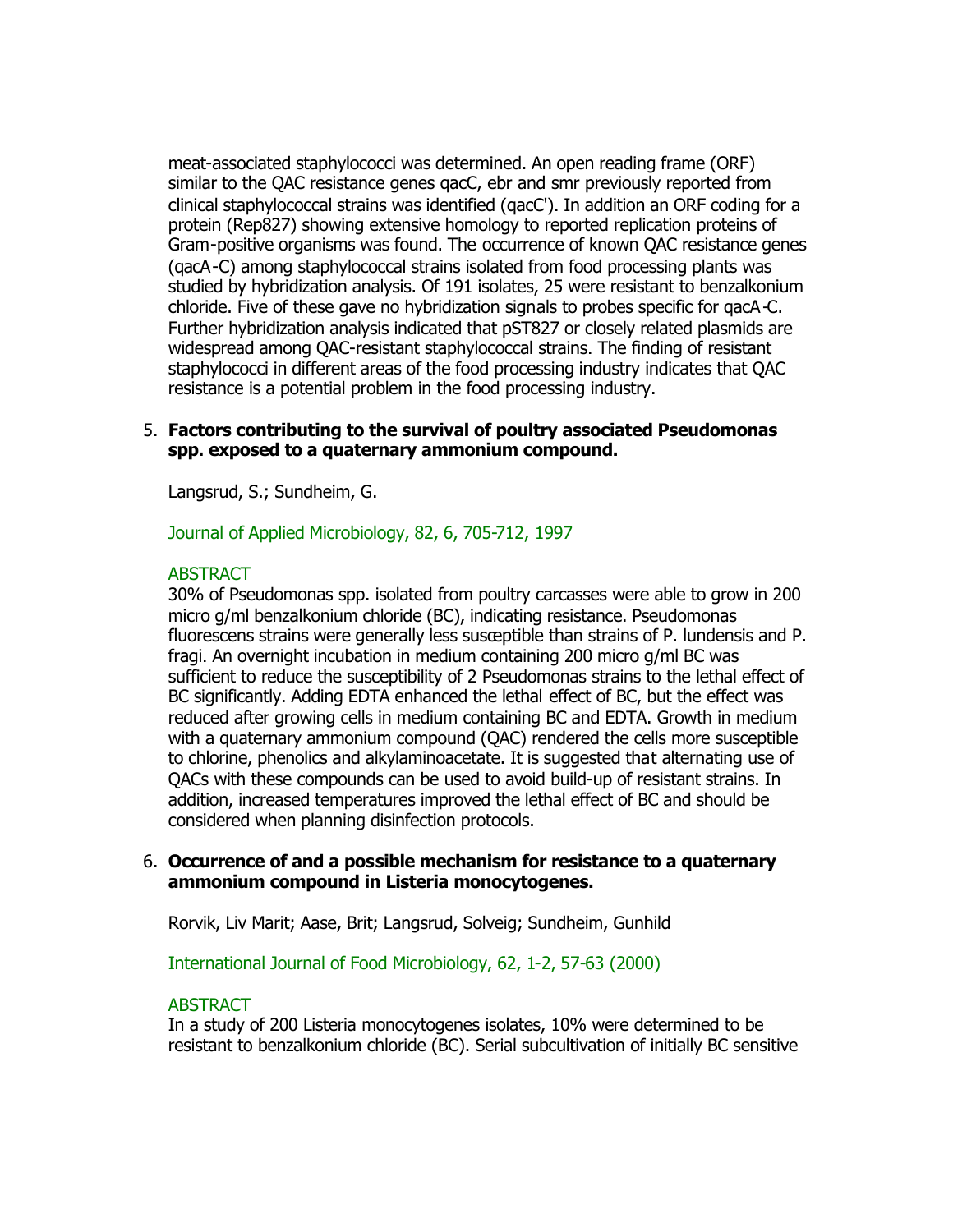meat-associated staphylococci was determined. An open reading frame (ORF) similar to the QAC resistance genes qacC, ebr and smr previously reported from clinical staphylococcal strains was identified (qacC'). In addition an ORF coding for a protein (Rep827) showing extensive homology to reported replication proteins of Gram-positive organisms was found. The occurrence of known QAC resistance genes (qacA-C) among staphylococcal strains isolated from food processing plants was studied by hybridization analysis. Of 191 isolates, 25 were resistant to benzalkonium chloride. Five of these gave no hybridization signals to probes specific for qacA-C. Further hybridization analysis indicated that pST827 or closely related plasmids are widespread among QAC-resistant staphylococcal strains. The finding of resistant staphylococci in different areas of the food processing industry indicates that QAC resistance is a potential problem in the food processing industry.

5. **Factors contributing to the survival of poultry associated Pseudomonas spp. exposed to a quaternary ammonium compound.**

   Langsrud, S.; Sundheim, G.

   Journal of Applied Microbiology, 82, 6, 705-712, 1997

   ABSTRACT

   30% of Pseudomonas spp. isolated from poultry carcasses were able to grow in 200 micro g/ml benzalkonium chloride (BC), indicating resistance. Pseudomonas fluorescens strains were generally less susceptible than strains of P. lundensis and P. fragi. An overnight incubation in medium containing 200 micro g/ml BC was sufficient to reduce the susceptibility of 2 Pseudomonas strains to the lethal effect of BC significantly. Adding EDTA enhanced the lethal effect of BC, but the effect was reduced after growing cells in medium containing BC and EDTA. Growth in medium with a quaternary ammonium compound (QAC) rendered the cells more susceptible to chlorine, phenolics and alkylaminoacetate. It is suggested that alternating use of QACs with these compounds can be used to avoid build-up of resistant strains. In addition, increased temperatures improved the lethal effect of BC and should be considered when planning disinfection protocols.

6. **Occurrence of and a possible mechanism for resistance to a quaternary ammonium compound in Listeria monocytogenes.**

   Rorvik, Liv Marit; Aase, Brit; Langsrud, Solveig; Sundheim, Gunhild

   International Journal of Food Microbiology, 62, 1-2, 57-63 (2000)

   ABSTRACT

   In a study of 200 Listeria monocytogenes isolates, 10% were determined to be resistant to benzalkonium chloride (BC). Serial subcultivation of initially BC sensitive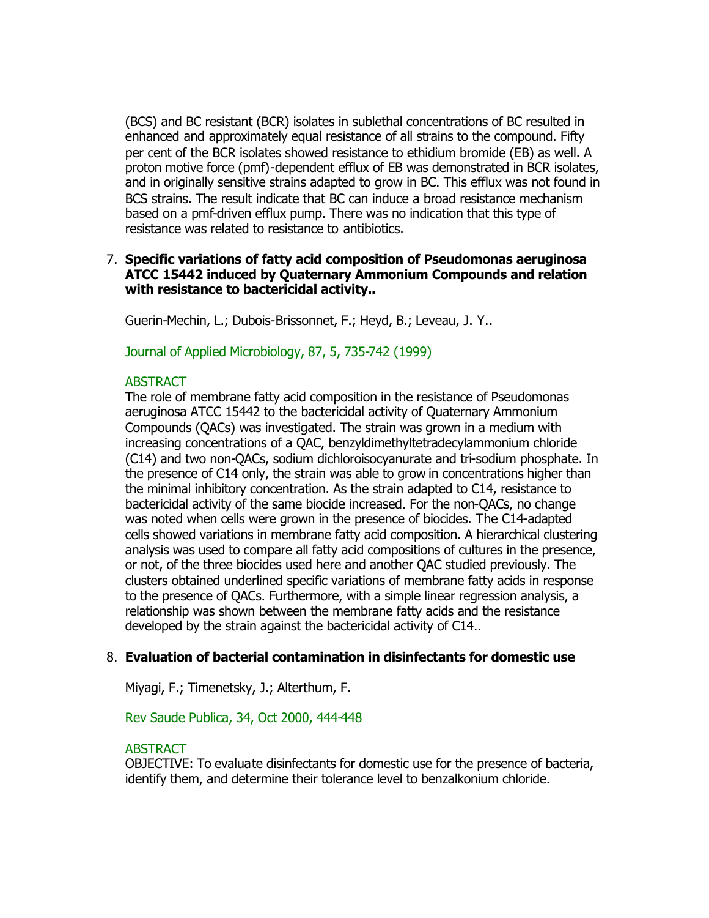(BCS) and BC resistant (BCR) isolates in sublethal concentrations of BC resulted in enhanced and approximately equal resistance of all strains to the compound. Fifty per cent of the BCR isolates showed resistance to ethidium bromide (EB) as well. A proton motive force (pmf)-dependent efflux of EB was demonstrated in BCR isolates, and in originally sensitive strains adapted to grow in BC. This efflux was not found in BCS strains. The result indicate that BC can induce a broad resistance mechanism based on a pmf-driven efflux pump. There was no indication that this type of resistance was related to resistance to antibiotics.

7. **Specific variations of fatty acid composition of Pseudomonas aeruginosa ATCC 15442 induced by Quaternary Ammonium Compounds and relation with resistance to bactericidal activity..**

   Guerin-Mechin, L.; Dubois-Brissonnet, F.; Heyd, B.; Leveau, J. Y..

   Journal of Applied Microbiology, 87, 5, 735-742 (1999)

   ABSTRACT
   The role of membrane fatty acid composition in the resistance of Pseudomonas aeruginosa ATCC 15442 to the bactericidal activity of Quaternary Ammonium Compounds (QACs) was investigated. The strain was grown in a medium with increasing concentrations of a QAC, benzyldimethyltetradecylammonium chloride (C14) and two non-QACs, sodium dichloroisocyanurate and tri-sodium phosphate. In the presence of C14 only, the strain was able to grow in concentrations higher than the minimal inhibitory concentration. As the strain adapted to C14, resistance to bactericidal activity of the same biocide increased. For the non-QACs, no change was noted when cells were grown in the presence of biocides. The C14-adapted cells showed variations in membrane fatty acid composition. A hierarchical clustering analysis was used to compare all fatty acid compositions of cultures in the presence, or not, of the three biocides used here and another QAC studied previously. The clusters obtained underlined specific variations of membrane fatty acids in response to the presence of QACs. Furthermore, with a simple linear regression analysis, a relationship was shown between the membrane fatty acids and the resistance developed by the strain against the bactericidal activity of C14..

8. **Evaluation of bacterial contamination in disinfectants for domestic use**

   Miyagi, F.; Timenetsky, J.; Alterthum, F.

   Rev Saude Publica, 34, Oct 2000, 444-448

   ABSTRACT
   OBJECTIVE: To evaluate disinfectants for domestic use for the presence of bacteria, identify them, and determine their tolerance level to benzalkonium chloride.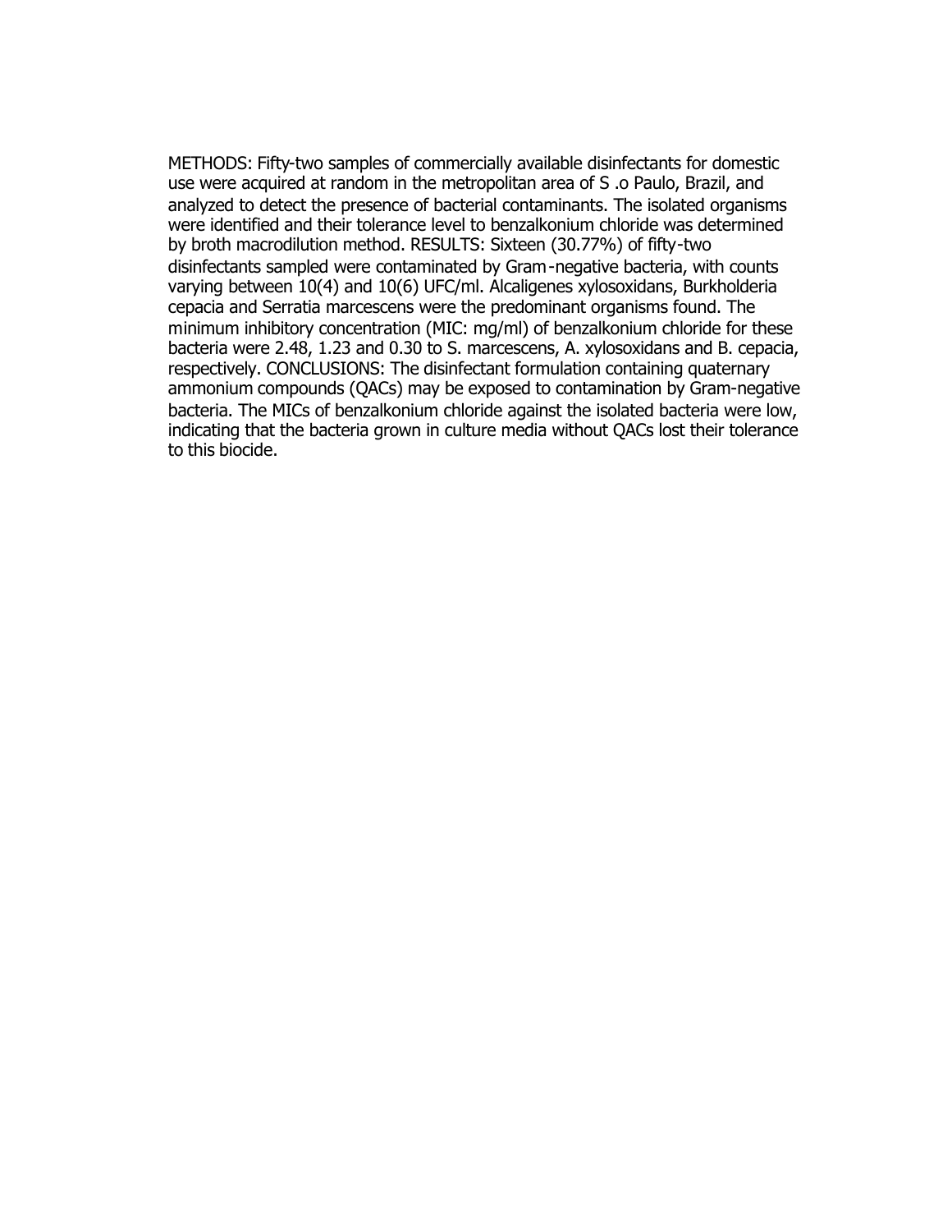METHODS: Fifty-two samples of commercially available disinfectants for domestic use were acquired at random in the metropolitan area of S .o Paulo, Brazil, and analyzed to detect the presence of bacterial contaminants. The isolated organisms were identified and their tolerance level to benzalkonium chloride was determined by broth macrodilution method. RESULTS: Sixteen (30.77%) of fifty-two disinfectants sampled were contaminated by Gram-negative bacteria, with counts varying between 10(4) and 10(6) UFC/ml. Alcaligenes xylosoxidans, Burkholderia cepacia and Serratia marcescens were the predominant organisms found. The minimum inhibitory concentration (MIC: mg/ml) of benzalkonium chloride for these bacteria were 2.48, 1.23 and 0.30 to S. marcescens, A. xylosoxidans and B. cepacia, respectively. CONCLUSIONS: The disinfectant formulation containing quaternary ammonium compounds (QACs) may be exposed to contamination by Gram-negative bacteria. The MICs of benzalkonium chloride against the isolated bacteria were low, indicating that the bacteria grown in culture media without QACs lost their tolerance to this biocide.